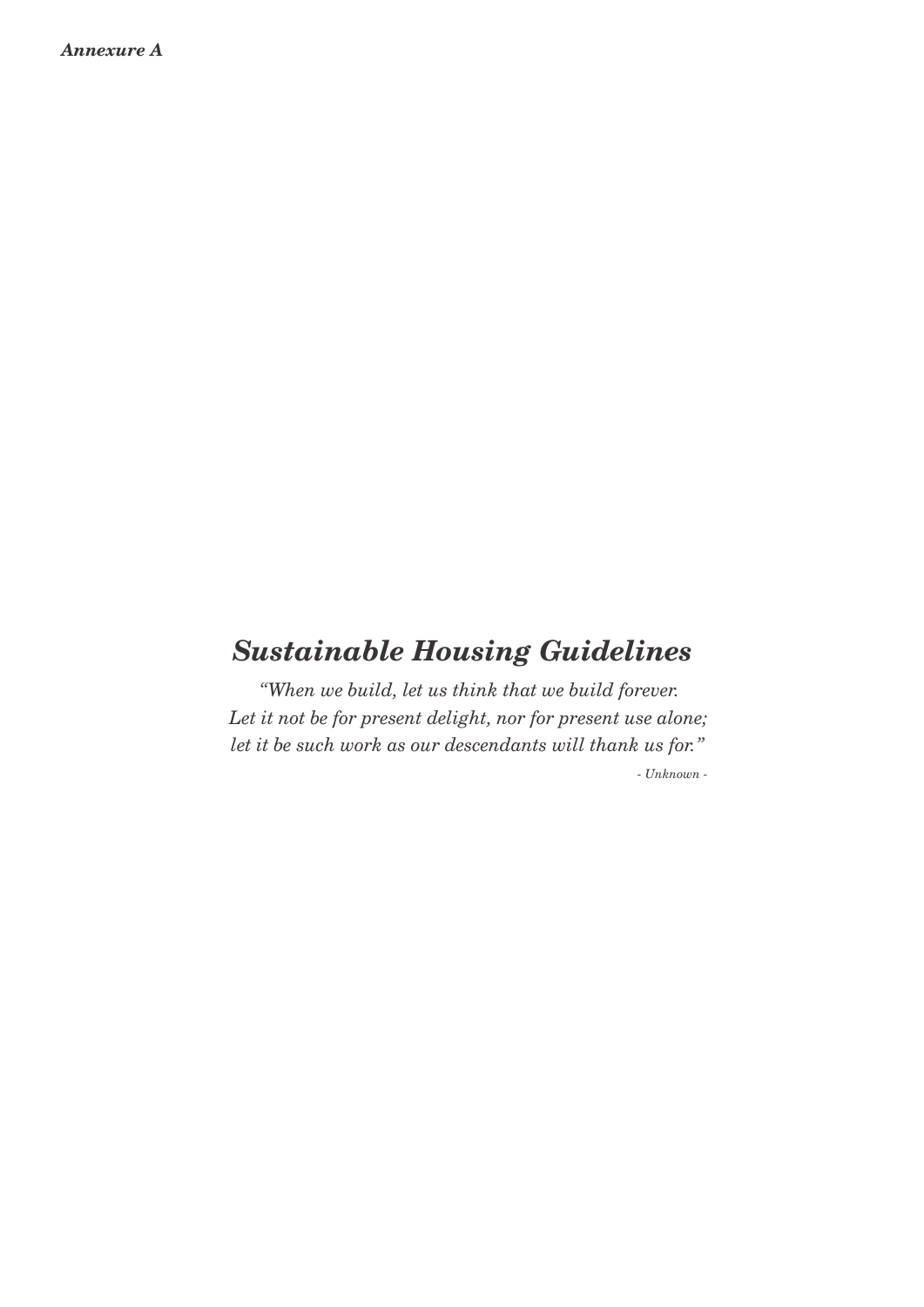*Annexure A*

# *Sustainable Housing Guidelines*

*"When we build, let us think that we build forever.*
*Let it not be for present delight, nor for present use alone;*
*let it be such work as our descendants will thank us for."*

*- Unknown -*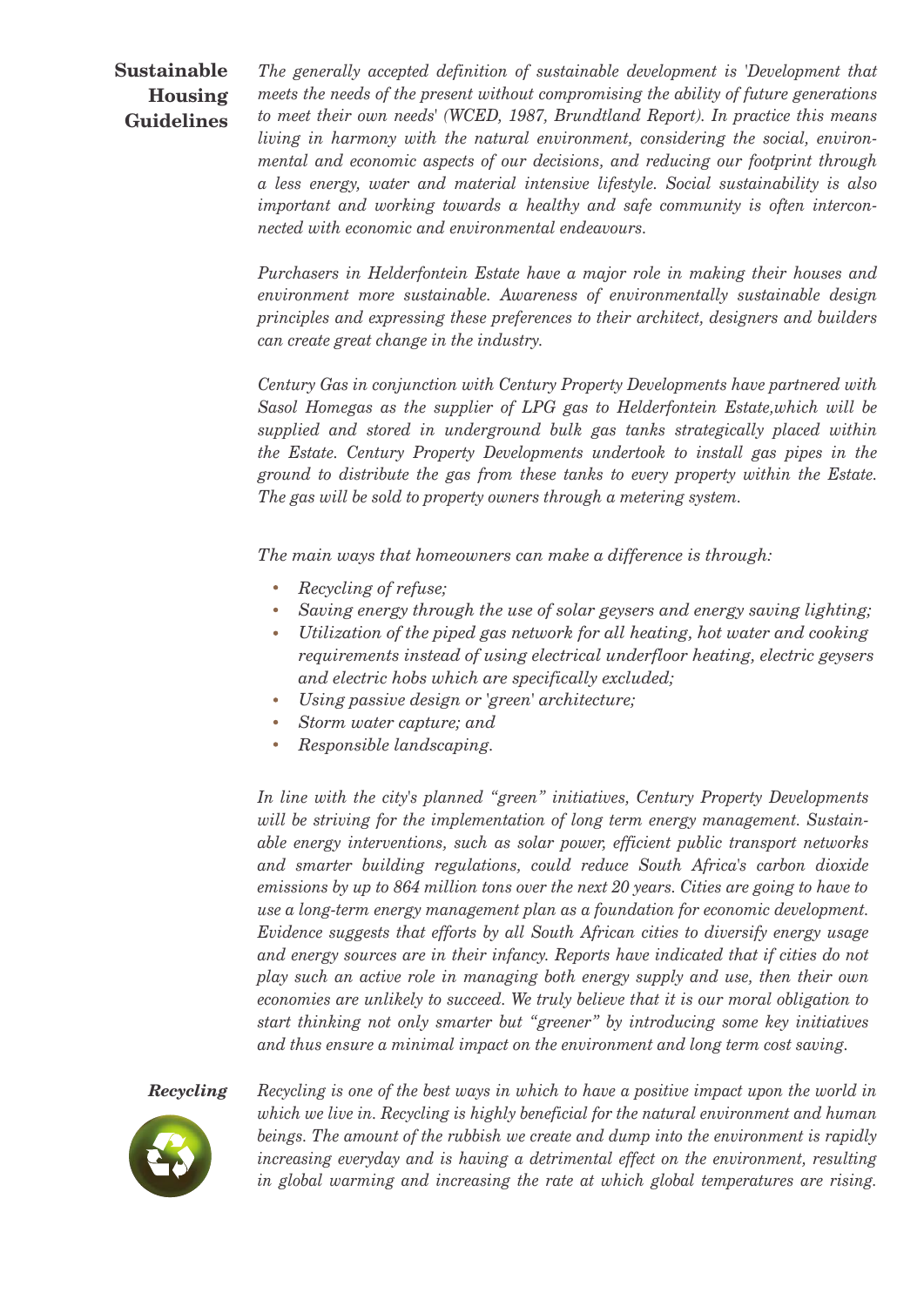## Sustainable Housing Guidelines

*The generally accepted definition of sustainable development is 'Development that meets the needs of the present without compromising the ability of future generations to meet their own needs' (WCED, 1987, Brundtland Report). In practice this means living in harmony with the natural environment, considering the social, environmental and economic aspects of our decisions, and reducing our footprint through a less energy, water and material intensive lifestyle. Social sustainability is also important and working towards a healthy and safe community is often interconnected with economic and environmental endeavours.*

*Purchasers in Helderfontein Estate have a major role in making their houses and environment more sustainable. Awareness of environmentally sustainable design principles and expressing these preferences to their architect, designers and builders can create great change in the industry.*

*Century Gas in conjunction with Century Property Developments have partnered with Sasol Homegas as the supplier of LPG gas to Helderfontein Estate,which will be supplied and stored in underground bulk gas tanks strategically placed within the Estate. Century Property Developments undertook to install gas pipes in the ground to distribute the gas from these tanks to every property within the Estate. The gas will be sold to property owners through a metering system.*

*The main ways that homeowners can make a difference is through:*

- *Recycling of refuse;*
- *Saving energy through the use of solar geysers and energy saving lighting;*
- *Utilization of the piped gas network for all heating, hot water and cooking requirements instead of using electrical underfloor heating, electric geysers and electric hobs which are specifically excluded;*
- *Using passive design or 'green' architecture;*
- *Storm water capture; and*
- *Responsible landscaping.*

*In line with the city's planned "green" initiatives, Century Property Developments will be striving for the implementation of long term energy management. Sustainable energy interventions, such as solar power, efficient public transport networks and smarter building regulations, could reduce South Africa's carbon dioxide emissions by up to 864 million tons over the next 20 years. Cities are going to have to use a long-term energy management plan as a foundation for economic development. Evidence suggests that efforts by all South African cities to diversify energy usage and energy sources are in their infancy. Reports have indicated that if cities do not play such an active role in managing both energy supply and use, then their own economies are unlikely to succeed. We truly believe that it is our moral obligation to start thinking not only smarter but "greener" by introducing some key initiatives and thus ensure a minimal impact on the environment and long term cost saving.*

### *Recycling*

*Recycling is one of the best ways in which to have a positive impact upon the world in which we live in. Recycling is highly beneficial for the natural environment and human beings. The amount of the rubbish we create and dump into the environment is rapidly increasing everyday and is having a detrimental effect on the environment, resulting in global warming and increasing the rate at which global temperatures are rising.*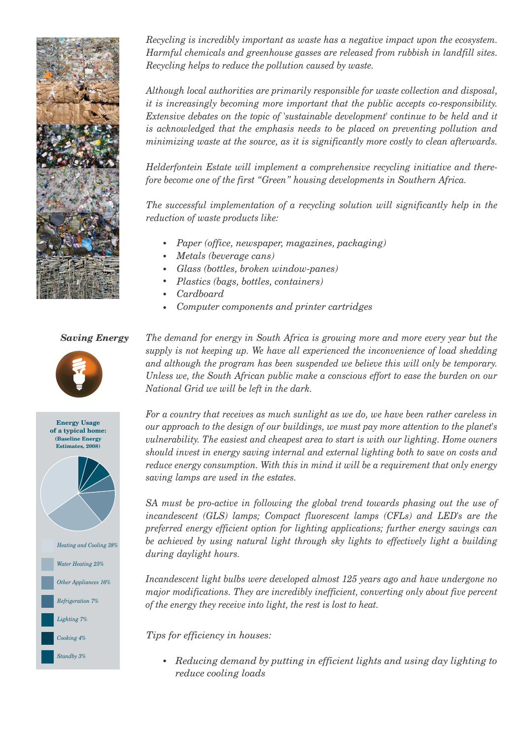*Recycling is incredibly important as waste has a negative impact upon the ecosystem. Harmful chemicals and greenhouse gasses are released from rubbish in landfill sites. Recycling helps to reduce the pollution caused by waste.*

*Although local authorities are primarily responsible for waste collection and disposal, it is increasingly becoming more important that the public accepts co-responsibility. Extensive debates on the topic of 'sustainable development' continue to be held and it is acknowledged that the emphasis needs to be placed on preventing pollution and minimizing waste at the source, as it is significantly more costly to clean afterwards.*

*Helderfontein Estate will implement a comprehensive recycling initiative and therefore become one of the first "Green" housing developments in Southern Africa.*

*The successful implementation of a recycling solution will significantly help in the reduction of waste products like:*

- *Paper (office, newspaper, magazines, packaging)*
- *Metals (beverage cans)*
- *Glass (bottles, broken window-panes)*
- *Plastics (bags, bottles, containers)*
- *Cardboard*
- *Computer components and printer cartridges*

## *Saving Energy*

*The demand for energy in South Africa is growing more and more every year but the supply is not keeping up. We have all experienced the inconvenience of load shedding and although the program has been suspended we believe this will only be temporary. Unless we, the South African public make a conscious effort to ease the burden on our National Grid we will be left in the dark.*

**Energy Usage of a typical home: (Baseline Energy Estimates, 2008)**

- *Heating and Cooling 38%*
- *Water Heating 25%*
- *Other Appliances 16%*
- *Refrigeration 7%*
- *Lighting 7%*
- *Cooking 4%*
- *Standby 3%*

*For a country that receives as much sunlight as we do, we have been rather careless in our approach to the design of our buildings, we must pay more attention to the planet's vulnerability. The easiest and cheapest area to start is with our lighting. Home owners should invest in energy saving internal and external lighting both to save on costs and reduce energy consumption. With this in mind it will be a requirement that only energy saving lamps are used in the estates.*

*SA must be pro-active in following the global trend towards phasing out the use of incandescent (GLS) lamps; Compact fluorescent lamps (CFLs) and LED's are the preferred energy efficient option for lighting applications; further energy savings can be achieved by using natural light through sky lights to effectively light a building during daylight hours.*

*Incandescent light bulbs were developed almost 125 years ago and have undergone no major modifications. They are incredibly inefficient, converting only about five percent of the energy they receive into light, the rest is lost to heat.*

*Tips for efficiency in houses:*

- *Reducing demand by putting in efficient lights and using day lighting to reduce cooling loads*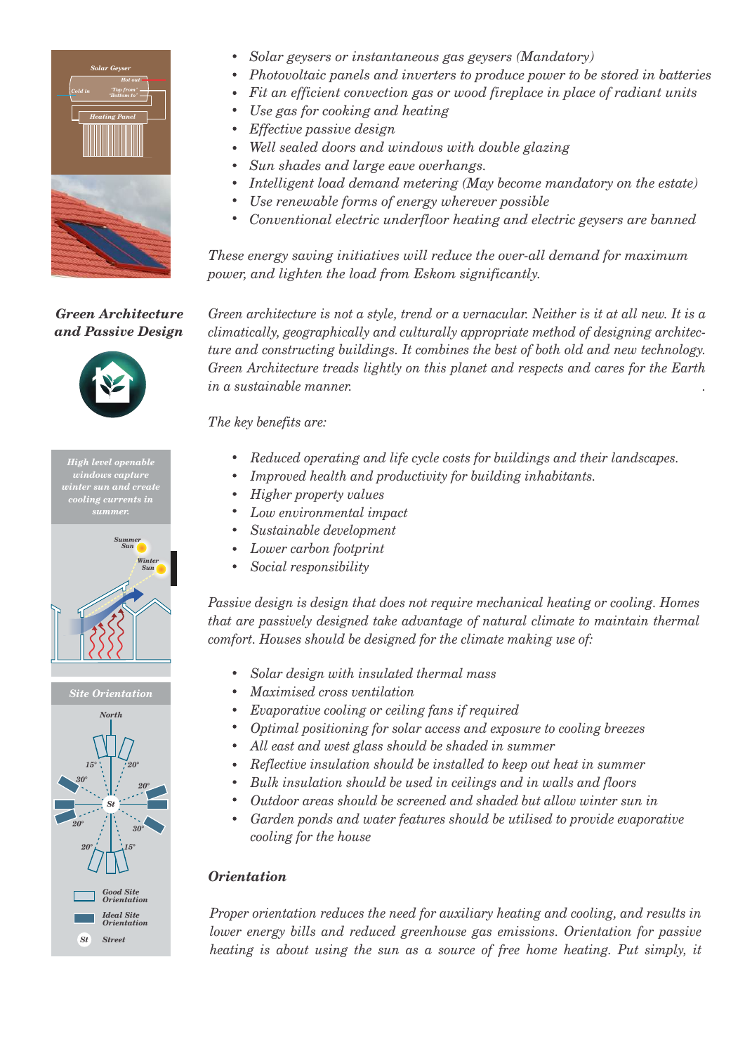- *Solar geysers or instantaneous gas geysers (Mandatory)*
- *Photovoltaic panels and inverters to produce power to be stored in batteries*
- *Fit an efficient convection gas or wood fireplace in place of radiant units*
- *Use gas for cooking and heating*
- *Effective passive design*
- *Well sealed doors and windows with double glazing*
- *Sun shades and large eave overhangs.*
- *Intelligent load demand metering (May become mandatory on the estate)*
- *Use renewable forms of energy wherever possible*
- *Conventional electric underfloor heating and electric geysers are banned*

*These energy saving initiatives will reduce the over-all demand for maximum power, and lighten the load from Eskom significantly.*

## *Green Architecture and Passive Design*

*Green architecture is not a style, trend or a vernacular. Neither is it at all new. It is a climatically, geographically and culturally appropriate method of designing architecture and constructing buildings. It combines the best of both old and new technology. Green Architecture treads lightly on this planet and respects and cares for the Earth in a sustainable manner.*

*The key benefits are:*

- *Reduced operating and life cycle costs for buildings and their landscapes.*
- *Improved health and productivity for building inhabitants.*
- *Higher property values*
- *Low environmental impact*
- *Sustainable development*
- *Lower carbon footprint*
- *Social responsibility*

*High level openable windows capture winter sun and create cooling currents in summer.*

*Passive design is design that does not require mechanical heating or cooling. Homes that are passively designed take advantage of natural climate to maintain thermal comfort. Houses should be designed for the climate making use of:*

- *Solar design with insulated thermal mass*
- *Maximised cross ventilation*
- *Evaporative cooling or ceiling fans if required*
- *Optimal positioning for solar access and exposure to cooling breezes*
- *All east and west glass should be shaded in summer*
- *Reflective insulation should be installed to keep out heat in summer*
- *Bulk insulation should be used in ceilings and in walls and floors*
- *Outdoor areas should be screened and shaded but allow winter sun in*
- *Garden ponds and water features should be utilised to provide evaporative cooling for the house*

### *Orientation*

*Proper orientation reduces the need for auxiliary heating and cooling, and results in lower energy bills and reduced greenhouse gas emissions. Orientation for passive heating is about using the sun as a source of free home heating. Put simply, it*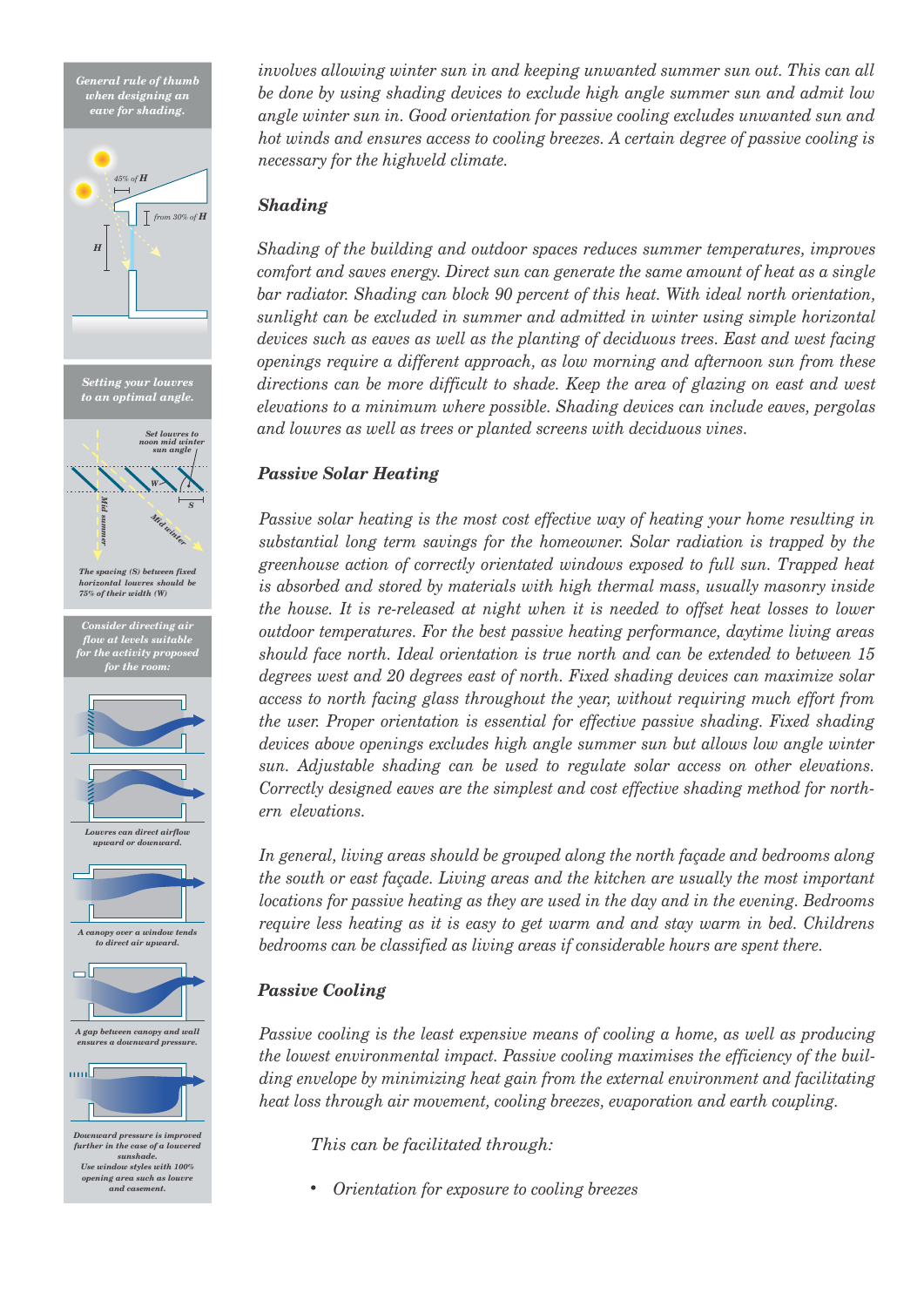*General rule of thumb when designing an eave for shading.*

*45% of H*

*from 30% of H*

*H*

*Setting your louvres to an optimal angle.*

*Set louvres to noon mid winter sun angle*

*W*

*S*

*Mid summer*

*Mid winter*

*The spacing (S) between fixed horizontal louvres should be 75% of their width (W)*

*Consider directing air flow at levels suitable for the activity proposed for the room:*

*Louvres can direct airflow upward or downward.*

*A canopy over a window tends to direct air upward.*

*A gap between canopy and wall ensures a downward pressure.*

*Downward pressure is improved further in the case of a louvred sunshade.*
*Use window styles with 100% opening area such as louvre and casement.*

*involves allowing winter sun in and keeping unwanted summer sun out. This can all be done by using shading devices to exclude high angle summer sun and admit low angle winter sun in. Good orientation for passive cooling excludes unwanted sun and hot winds and ensures access to cooling breezes. A certain degree of passive cooling is necessary for the highveld climate.*

### *Shading*

*Shading of the building and outdoor spaces reduces summer temperatures, improves comfort and saves energy. Direct sun can generate the same amount of heat as a single bar radiator. Shading can block 90 percent of this heat. With ideal north orientation, sunlight can be excluded in summer and admitted in winter using simple horizontal devices such as eaves as well as the planting of deciduous trees. East and west facing openings require a different approach, as low morning and afternoon sun from these directions can be more difficult to shade. Keep the area of glazing on east and west elevations to a minimum where possible. Shading devices can include eaves, pergolas and louvres as well as trees or planted screens with deciduous vines.*

### *Passive Solar Heating*

*Passive solar heating is the most cost effective way of heating your home resulting in substantial long term savings for the homeowner. Solar radiation is trapped by the greenhouse action of correctly orientated windows exposed to full sun. Trapped heat is absorbed and stored by materials with high thermal mass, usually masonry inside the house. It is re-released at night when it is needed to offset heat losses to lower outdoor temperatures. For the best passive heating performance, daytime living areas should face north. Ideal orientation is true north and can be extended to between 15 degrees west and 20 degrees east of north. Fixed shading devices can maximize solar access to north facing glass throughout the year, without requiring much effort from the user. Proper orientation is essential for effective passive shading. Fixed shading devices above openings excludes high angle summer sun but allows low angle winter sun. Adjustable shading can be used to regulate solar access on other elevations. Correctly designed eaves are the simplest and cost effective shading method for northern elevations.*

*In general, living areas should be grouped along the north façade and bedrooms along the south or east façade. Living areas and the kitchen are usually the most important locations for passive heating as they are used in the day and in the evening. Bedrooms require less heating as it is easy to get warm and and stay warm in bed. Childrens bedrooms can be classified as living areas if considerable hours are spent there.*

### *Passive Cooling*

*Passive cooling is the least expensive means of cooling a home, as well as producing the lowest environmental impact. Passive cooling maximises the efficiency of the building envelope by minimizing heat gain from the external environment and facilitating heat loss through air movement, cooling breezes, evaporation and earth coupling.*

*This can be facilitated through:*

- *Orientation for exposure to cooling breezes*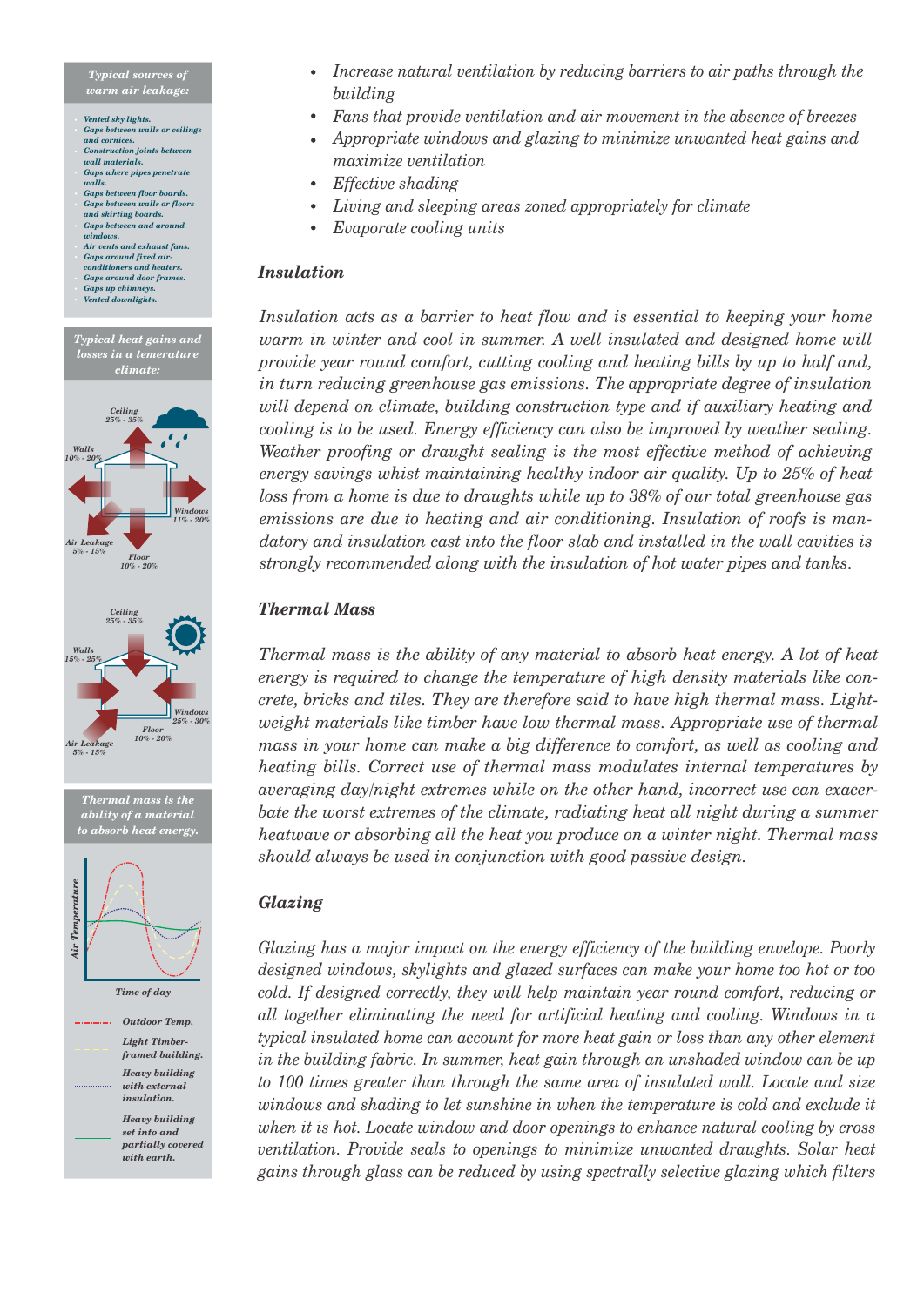*Typical sources of warm air leakage:*

- *Vented sky lights.*
- *Gaps between walls or ceilings and cornices.*
- *Construction joints between wall materials.*
- *Gaps where pipes penetrate walls.*
- *Gaps between floor boards.*
- *Gaps between walls or floors and skirting boards.*
- *Gaps between and around windows.*
- *Air vents and exhaust fans.*
- *Gaps around fixed air-conditioners and heaters.*
- *Gaps around door frames.*
- *Gaps up chimneys.*
- *Vented downlights.*

*Typical heat gains and losses in a temerature climate:*

*Ceiling 25% - 35%*
*Walls 10% - 20%*
*Windows 11% - 20%*
*Air Leakage 5% - 15%*
*Floor 10% - 20%*

*Ceiling 25% - 35%*
*Walls 15% - 25%*
*Windows 25% - 30%*
*Floor 10% - 20%*
*Air Leakage 5% - 15%*

*Thermal mass is the ability of a material to absorb heat energy.*

*Air Temperature*
*Time of day*

*Outdoor Temp.*
*Light Timber-framed building.*
*Heavy building with external insulation.*
*Heavy building set into and partially covered with earth.*

- *Increase natural ventilation by reducing barriers to air paths through the building*
- *Fans that provide ventilation and air movement in the absence of breezes*
- *Appropriate windows and glazing to minimize unwanted heat gains and maximize ventilation*
- *Effective shading*
- *Living and sleeping areas zoned appropriately for climate*
- *Evaporate cooling units*

### *Insulation*

*Insulation acts as a barrier to heat flow and is essential to keeping your home warm in winter and cool in summer. A well insulated and designed home will provide year round comfort, cutting cooling and heating bills by up to half and, in turn reducing greenhouse gas emissions. The appropriate degree of insulation will depend on climate, building construction type and if auxiliary heating and cooling is to be used. Energy efficiency can also be improved by weather sealing. Weather proofing or draught sealing is the most effective method of achieving energy savings whist maintaining healthy indoor air quality. Up to 25% of heat loss from a home is due to draughts while up to 38% of our total greenhouse gas emissions are due to heating and air conditioning. Insulation of roofs is mandatory and insulation cast into the floor slab and installed in the wall cavities is strongly recommended along with the insulation of hot water pipes and tanks.*

### *Thermal Mass*

*Thermal mass is the ability of any material to absorb heat energy. A lot of heat energy is required to change the temperature of high density materials like concrete, bricks and tiles. They are therefore said to have high thermal mass. Lightweight materials like timber have low thermal mass. Appropriate use of thermal mass in your home can make a big difference to comfort, as well as cooling and heating bills. Correct use of thermal mass modulates internal temperatures by averaging day/night extremes while on the other hand, incorrect use can exacerbate the worst extremes of the climate, radiating heat all night during a summer heatwave or absorbing all the heat you produce on a winter night. Thermal mass should always be used in conjunction with good passive design.*

### *Glazing*

*Glazing has a major impact on the energy efficiency of the building envelope. Poorly designed windows, skylights and glazed surfaces can make your home too hot or too cold. If designed correctly, they will help maintain year round comfort, reducing or all together eliminating the need for artificial heating and cooling. Windows in a typical insulated home can account for more heat gain or loss than any other element in the building fabric. In summer, heat gain through an unshaded window can be up to 100 times greater than through the same area of insulated wall. Locate and size windows and shading to let sunshine in when the temperature is cold and exclude it when it is hot. Locate window and door openings to enhance natural cooling by cross ventilation. Provide seals to openings to minimize unwanted draughts. Solar heat gains through glass can be reduced by using spectrally selective glazing which filters*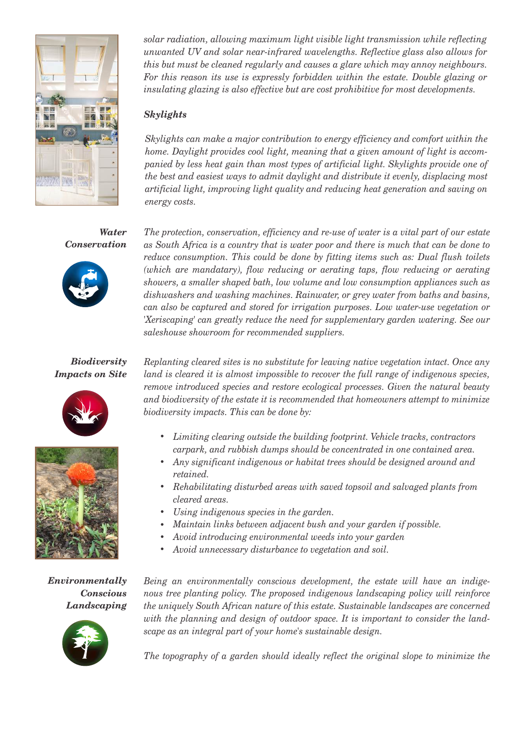*solar radiation, allowing maximum light visible light transmission while reflecting unwanted UV and solar near-infrared wavelengths. Reflective glass also allows for this but must be cleaned regularly and causes a glare which may annoy neighbours. For this reason its use is expressly forbidden within the estate. Double glazing or insulating glazing is also effective but are cost prohibitive for most developments.*

### *Skylights*

*Skylights can make a major contribution to energy efficiency and comfort within the home. Daylight provides cool light, meaning that a given amount of light is accompanied by less heat gain than most types of artificial light. Skylights provide one of the best and easiest ways to admit daylight and distribute it evenly, displacing most artificial light, improving light quality and reducing heat generation and saving on energy costs.*

### *Water Conservation*

*The protection, conservation, efficiency and re-use of water is a vital part of our estate as South Africa is a country that is water poor and there is much that can be done to reduce consumption. This could be done by fitting items such as: Dual flush toilets (which are mandatary), flow reducing or aerating taps, flow reducing or aerating showers, a smaller shaped bath, low volume and low consumption appliances such as dishwashers and washing machines. Rainwater, or grey water from baths and basins, can also be captured and stored for irrigation purposes. Low water-use vegetation or 'Xeriscaping' can greatly reduce the need for supplementary garden watering. See our saleshouse showroom for recommended suppliers.*

### *Biodiversity Impacts on Site*

*Replanting cleared sites is no substitute for leaving native vegetation intact. Once any land is cleared it is almost impossible to recover the full range of indigenous species, remove introduced species and restore ecological processes. Given the natural beauty and biodiversity of the estate it is recommended that homeowners attempt to minimize biodiversity impacts. This can be done by:*

- *Limiting clearing outside the building footprint. Vehicle tracks, contractors carpark, and rubbish dumps should be concentrated in one contained area.*
- *Any significant indigenous or habitat trees should be designed around and retained.*
- *Rehabilitating disturbed areas with saved topsoil and salvaged plants from cleared areas.*
- *Using indigenous species in the garden.*
- *Maintain links between adjacent bush and your garden if possible.*
- *Avoid introducing environmental weeds into your garden*
- *Avoid unnecessary disturbance to vegetation and soil.*

### *Environmentally Conscious Landscaping*

*Being an environmentally conscious development, the estate will have an indigenous tree planting policy. The proposed indigenous landscaping policy will reinforce the uniquely South African nature of this estate. Sustainable landscapes are concerned with the planning and design of outdoor space. It is important to consider the landscape as an integral part of your home's sustainable design.*

*The topography of a garden should ideally reflect the original slope to minimize the*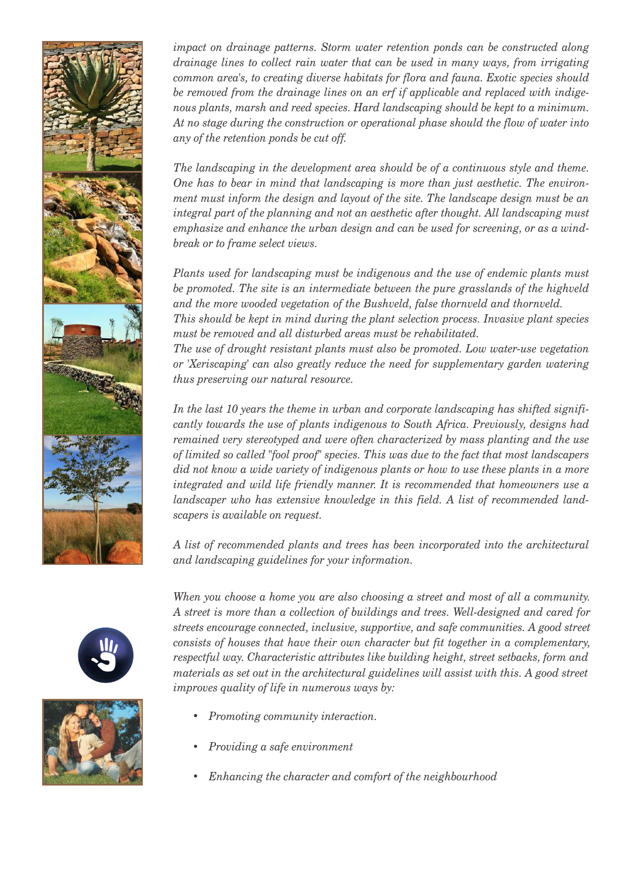*impact on drainage patterns. Storm water retention ponds can be constructed along drainage lines to collect rain water that can be used in many ways, from irrigating common area's, to creating diverse habitats for flora and fauna. Exotic species should be removed from the drainage lines on an erf if applicable and replaced with indigenous plants, marsh and reed species. Hard landscaping should be kept to a minimum. At no stage during the construction or operational phase should the flow of water into any of the retention ponds be cut off.*

*The landscaping in the development area should be of a continuous style and theme. One has to bear in mind that landscaping is more than just aesthetic. The environment must inform the design and layout of the site. The landscape design must be an integral part of the planning and not an aesthetic after thought. All landscaping must emphasize and enhance the urban design and can be used for screening, or as a windbreak or to frame select views.*

*Plants used for landscaping must be indigenous and the use of endemic plants must be promoted. The site is an intermediate between the pure grasslands of the highveld and the more wooded vegetation of the Bushveld, false thornveld and thornveld. This should be kept in mind during the plant selection process. Invasive plant species must be removed and all disturbed areas must be rehabilitated.*
*The use of drought resistant plants must also be promoted. Low water-use vegetation or 'Xeriscaping' can also greatly reduce the need for supplementary garden watering thus preserving our natural resource.*

*In the last 10 years the theme in urban and corporate landscaping has shifted significantly towards the use of plants indigenous to South Africa. Previously, designs had remained very stereotyped and were often characterized by mass planting and the use of limited so called "fool proof" species. This was due to the fact that most landscapers did not know a wide variety of indigenous plants or how to use these plants in a more integrated and wild life friendly manner. It is recommended that homeowners use a landscaper who has extensive knowledge in this field. A list of recommended landscapers is available on request.*

*A list of recommended plants and trees has been incorporated into the architectural and landscaping guidelines for your information.*

*When you choose a home you are also choosing a street and most of all a community. A street is more than a collection of buildings and trees. Well-designed and cared for streets encourage connected, inclusive, supportive, and safe communities. A good street consists of houses that have their own character but fit together in a complementary, respectful way. Characteristic attributes like building height, street setbacks, form and materials as set out in the architectural guidelines will assist with this. A good street improves quality of life in numerous ways by:*

- *Promoting community interaction.*
- *Providing a safe environment*
- *Enhancing the character and comfort of the neighbourhood*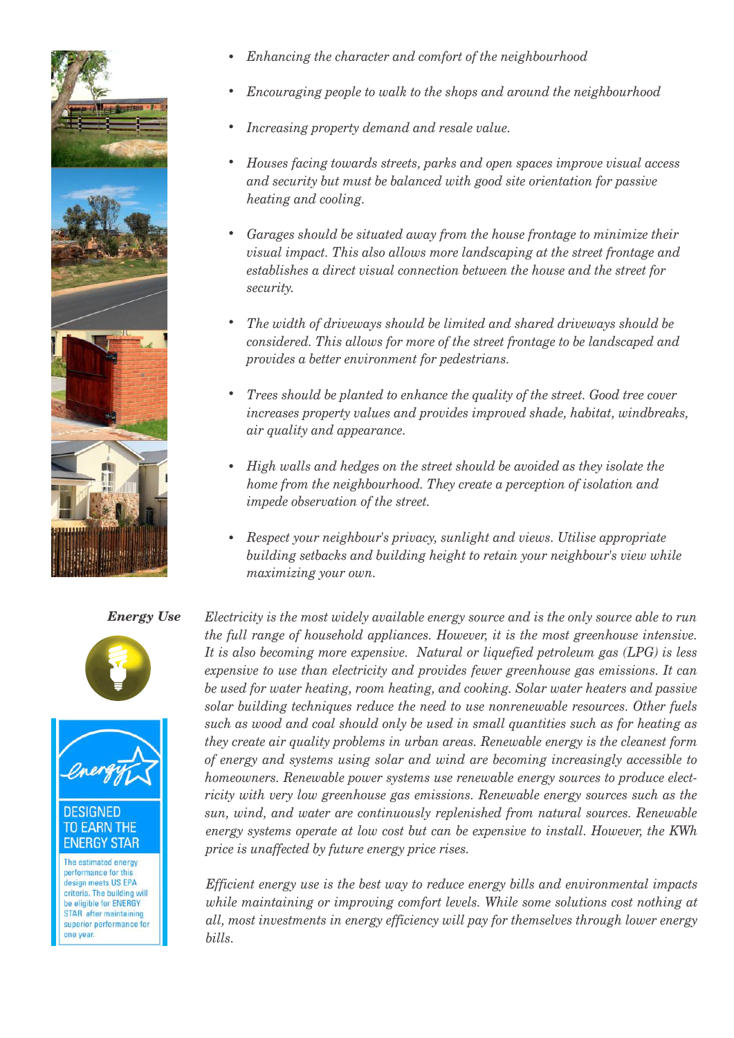- *Enhancing the character and comfort of the neighbourhood*
- *Encouraging people to walk to the shops and around the neighbourhood*
- *Increasing property demand and resale value.*
- *Houses facing towards streets, parks and open spaces improve visual access and security but must be balanced with good site orientation for passive heating and cooling.*
- *Garages should be situated away from the house frontage to minimize their visual impact. This also allows more landscaping at the street frontage and establishes a direct visual connection between the house and the street for security.*
- *The width of driveways should be limited and shared driveways should be considered. This allows for more of the street frontage to be landscaped and provides a better environment for pedestrians.*
- *Trees should be planted to enhance the quality of the street. Good tree cover increases property values and provides improved shade, habitat, windbreaks, air quality and appearance.*
- *High walls and hedges on the street should be avoided as they isolate the home from the neighbourhood. They create a perception of isolation and impede observation of the street.*
- *Respect your neighbour's privacy, sunlight and views. Utilise appropriate building setbacks and building height to retain your neighbour's view while maximizing your own.*

### *Energy Use*

*Electricity is the most widely available energy source and is the only source able to run the full range of household appliances. However, it is the most greenhouse intensive. It is also becoming more expensive. Natural or liquefied petroleum gas (LPG) is less expensive to use than electricity and provides fewer greenhouse gas emissions. It can be used for water heating, room heating, and cooking. Solar water heaters and passive solar building techniques reduce the need to use nonrenewable resources. Other fuels such as wood and coal should only be used in small quantities such as for heating as they create air quality problems in urban areas. Renewable energy is the cleanest form of energy and systems using solar and wind are becoming increasingly accessible to homeowners. Renewable power systems use renewable energy sources to produce electricity with very low greenhouse gas emissions. Renewable energy sources such as the sun, wind, and water are continuously replenished from natural sources. Renewable energy systems operate at low cost but can be expensive to install. However, the KWh price is unaffected by future energy price rises.*

*Efficient energy use is the best way to reduce energy bills and environmental impacts while maintaining or improving comfort levels. While some solutions cost nothing at all, most investments in energy efficiency will pay for themselves through lower energy bills.*

DESIGNED TO EARN THE ENERGY STAR

The estimated energy performance for this design meets US EPA criteria. The building will be eligible for ENERGY STAR after maintaining superior performance for one year.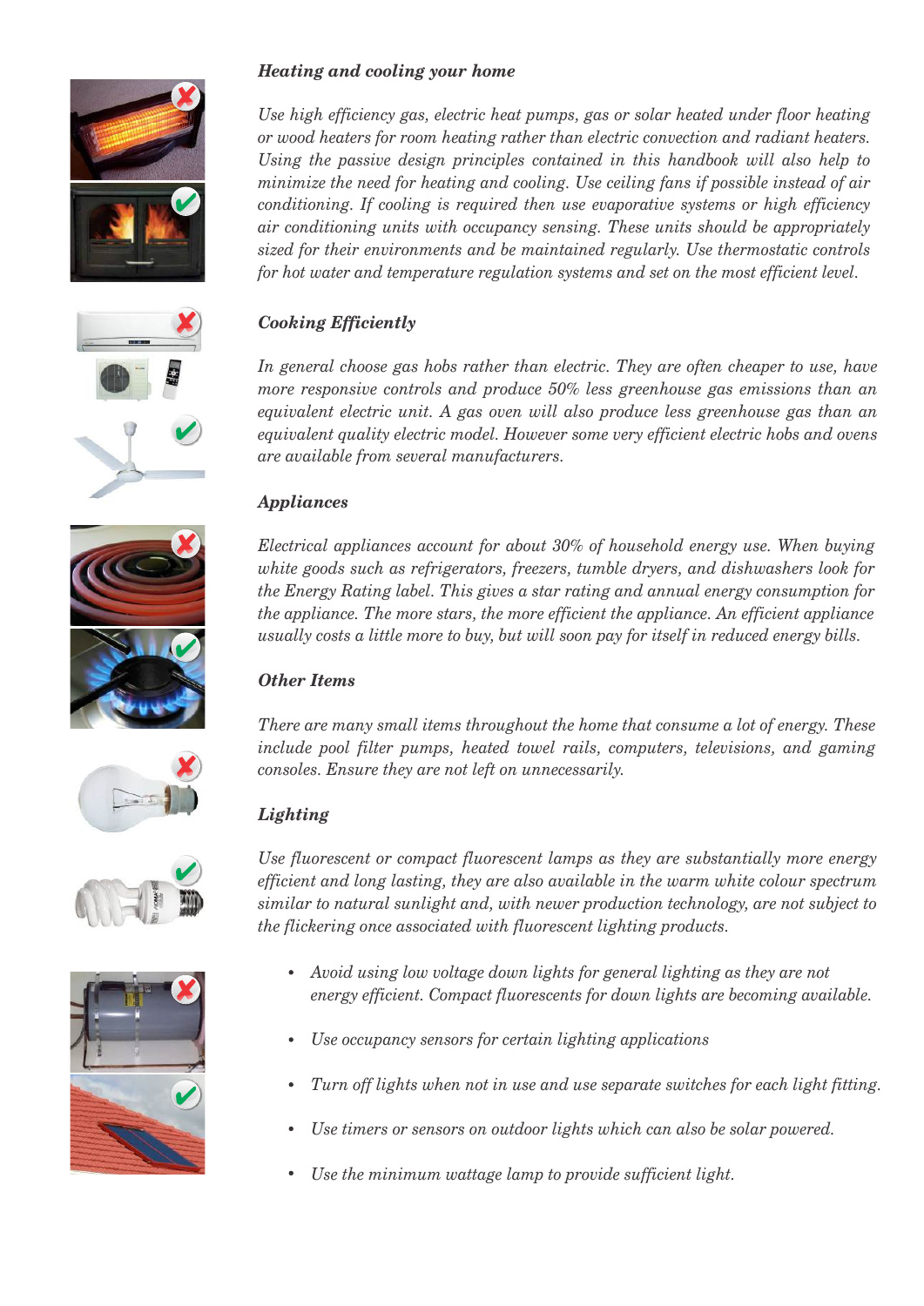### *Heading and cooling your home*

*Use high efficiency gas, electric heat pumps, gas or solar heated under floor heating or wood heaters for room heating rather than electric convection and radiant heaters. Using the passive design principles contained in this handbook will also help to minimize the need for heating and cooling. Use ceiling fans if possible instead of air conditioning. If cooling is required then use evaporative systems or high efficiency air conditioning units with occupancy sensing. These units should be appropriately sized for their environments and be maintained regularly. Use thermostatic controls for hot water and temperature regulation systems and set on the most efficient level.*

### *Cooking Efficiently*

*In general choose gas hobs rather than electric. They are often cheaper to use, have more responsive controls and produce 50% less greenhouse gas emissions than an equivalent electric unit. A gas oven will also produce less greenhouse gas than an equivalent quality electric model. However some very efficient electric hobs and ovens are available from several manufacturers.*

### *Appliances*

*Electrical appliances account for about 30% of household energy use. When buying white goods such as refrigerators, freezers, tumble dryers, and dishwashers look for the Energy Rating label. This gives a star rating and annual energy consumption for the appliance. The more stars, the more efficient the appliance. An efficient appliance usually costs a little more to buy, but will soon pay for itself in reduced energy bills.*

### *Other Items*

*There are many small items throughout the home that consume a lot of energy. These include pool filter pumps, heated towel rails, computers, televisions, and gaming consoles. Ensure they are not left on unnecessarily.*

### *Lighting*

*Use fluorescent or compact fluorescent lamps as they are substantially more energy efficient and long lasting, they are also available in the warm white colour spectrum similar to natural sunlight and, with newer production technology, are not subject to the flickering once associated with fluorescent lighting products.*

- *Avoid using low voltage down lights for general lighting as they are not energy efficient. Compact fluorescents for down lights are becoming available.*
- *Use occupancy sensors for certain lighting applications*
- *Turn off lights when not in use and use separate switches for each light fitting.*
- *Use timers or sensors on outdoor lights which can also be solar powered.*
- *Use the minimum wattage lamp to provide sufficient light.*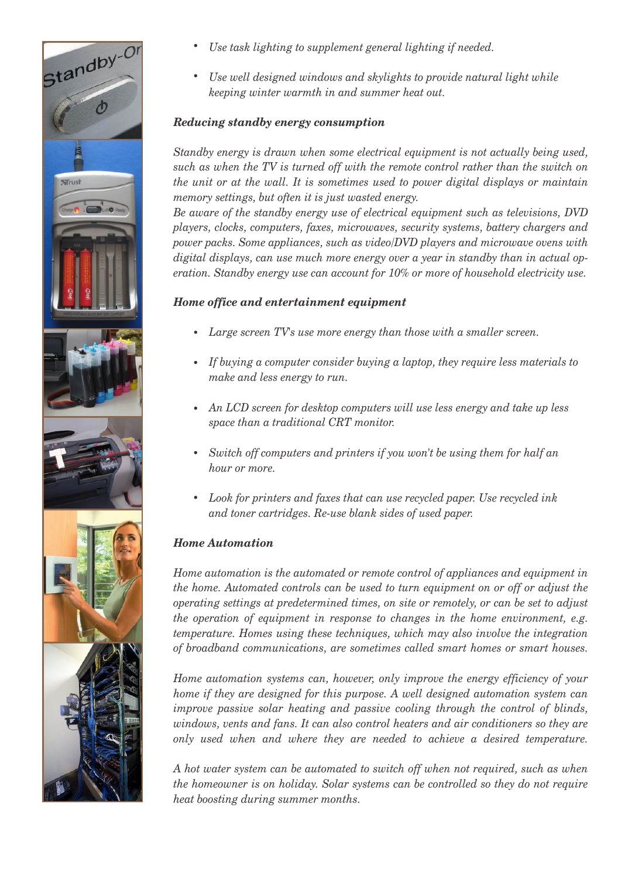- *Use task lighting to supplement general lighting if needed.*

- *Use well designed windows and skylights to provide natural light while keeping winter warmth in and summer heat out.*

### *Reducing standby energy consumption*

*Standby energy is drawn when some electrical equipment is not actually being used, such as when the TV is turned off with the remote control rather than the switch on the unit or at the wall. It is sometimes used to power digital displays or maintain memory settings, but often it is just wasted energy.*

*Be aware of the standby energy use of electrical equipment such as televisions, DVD players, clocks, computers, faxes, microwaves, security systems, battery chargers and power packs. Some appliances, such as video/DVD players and microwave ovens with digital displays, can use much more energy over a year in standby than in actual operation. Standby energy use can account for 10% or more of household electricity use.*

### *Home office and entertainment equipment*

- *Large screen TV's use more energy than those with a smaller screen.*

- *If buying a computer consider buying a laptop, they require less materials to make and less energy to run.*

- *An LCD screen for desktop computers will use less energy and take up less space than a traditional CRT monitor.*

- *Switch off computers and printers if you won't be using them for half an hour or more.*

- *Look for printers and faxes that can use recycled paper. Use recycled ink and toner cartridges. Re-use blank sides of used paper.*

### *Home Automation*

*Home automation is the automated or remote control of appliances and equipment in the home. Automated controls can be used to turn equipment on or off or adjust the operating settings at predetermined times, on site or remotely, or can be set to adjust the operation of equipment in response to changes in the home environment, e.g. temperature. Homes using these techniques, which may also involve the integration of broadband communications, are sometimes called smart homes or smart houses.*

*Home automation systems can, however, only improve the energy efficiency of your home if they are designed for this purpose. A well designed automation system can improve passive solar heating and passive cooling through the control of blinds, windows, vents and fans. It can also control heaters and air conditioners so they are only used when and where they are needed to achieve a desired temperature.*

*A hot water system can be automated to switch off when not required, such as when the homeowner is on holiday. Solar systems can be controlled so they do not require heat boosting during summer months.*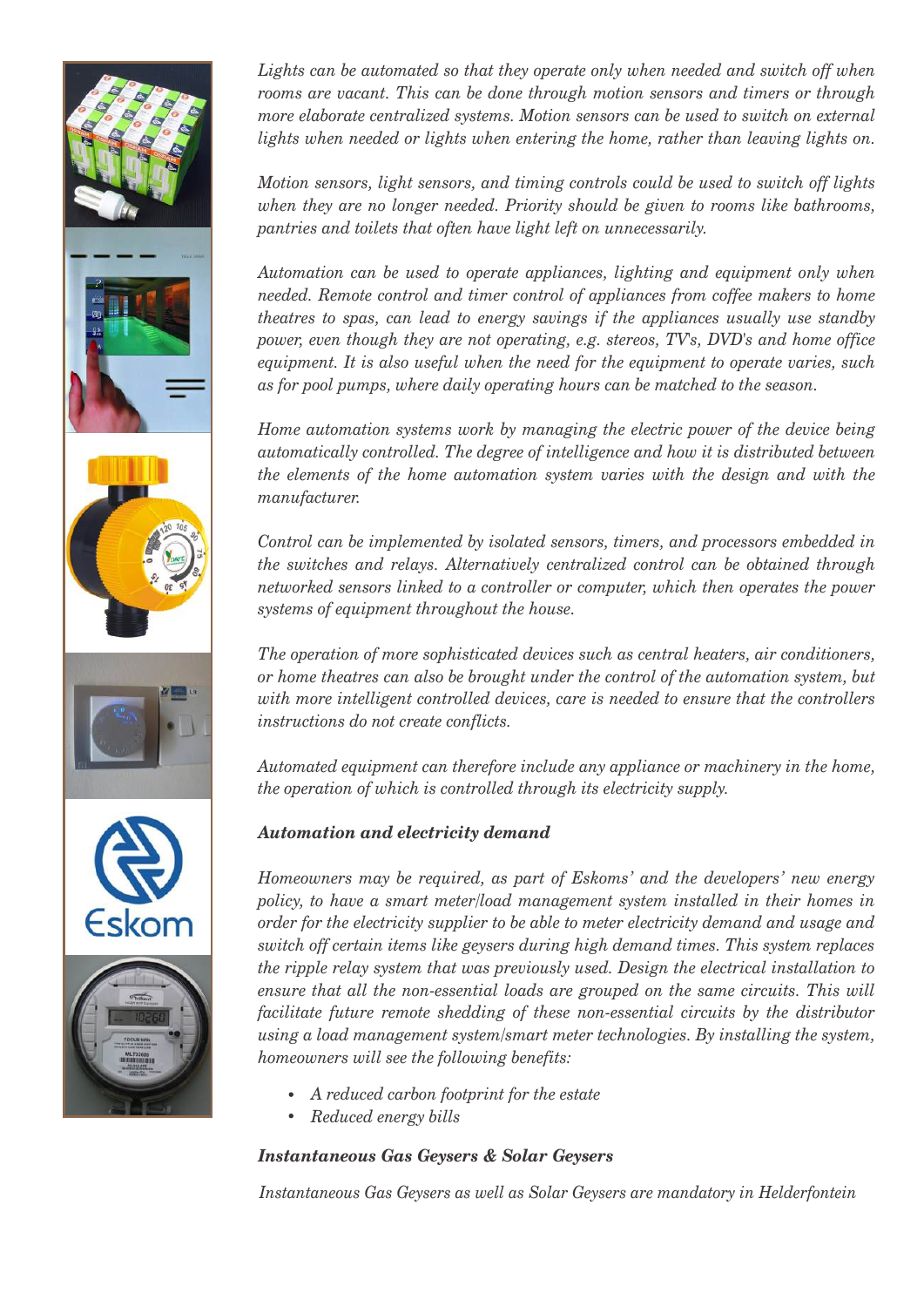*Lights can be automated so that they operate only when needed and switch off when rooms are vacant. This can be done through motion sensors and timers or through more elaborate centralized systems. Motion sensors can be used to switch on external lights when needed or lights when entering the home, rather than leaving lights on.*

*Motion sensors, light sensors, and timing controls could be used to switch off lights when they are no longer needed. Priority should be given to rooms like bathrooms, pantries and toilets that often have light left on unnecessarily.*

*Automation can be used to operate appliances, lighting and equipment only when needed. Remote control and timer control of appliances from coffee makers to home theatres to spas, can lead to energy savings if the appliances usually use standby power, even though they are not operating, e.g. stereos, TV's, DVD's and home office equipment. It is also useful when the need for the equipment to operate varies, such as for pool pumps, where daily operating hours can be matched to the season.*

*Home automation systems work by managing the electric power of the device being automatically controlled. The degree of intelligence and how it is distributed between the elements of the home automation system varies with the design and with the manufacturer.*

*Control can be implemented by isolated sensors, timers, and processors embedded in the switches and relays. Alternatively centralized control can be obtained through networked sensors linked to a controller or computer, which then operates the power systems of equipment throughout the house.*

*The operation of more sophisticated devices such as central heaters, air conditioners, or home theatres can also be brought under the control of the automation system, but with more intelligent controlled devices, care is needed to ensure that the controllers instructions do not create conflicts.*

*Automated equipment can therefore include any appliance or machinery in the home, the operation of which is controlled through its electricity supply.*

***Automation and electricity demand***

*Homeowners may be required, as part of Eskoms' and the developers' new energy policy, to have a smart meter/load management system installed in their homes in order for the electricity supplier to be able to meter electricity demand and usage and switch off certain items like geysers during high demand times. This system replaces the ripple relay system that was previously used. Design the electrical installation to ensure that all the non-essential loads are grouped on the same circuits. This will facilitate future remote shedding of these non-essential circuits by the distributor using a load management system/smart meter technologies. By installing the system, homeowners will see the following benefits:*

- *A reduced carbon footprint for the estate*
- *Reduced energy bills*

***Instantaneous Gas Geysers & Solar Geysers***

*Instantaneous Gas Geysers as well as Solar Geysers are mandatory in Helderfontein*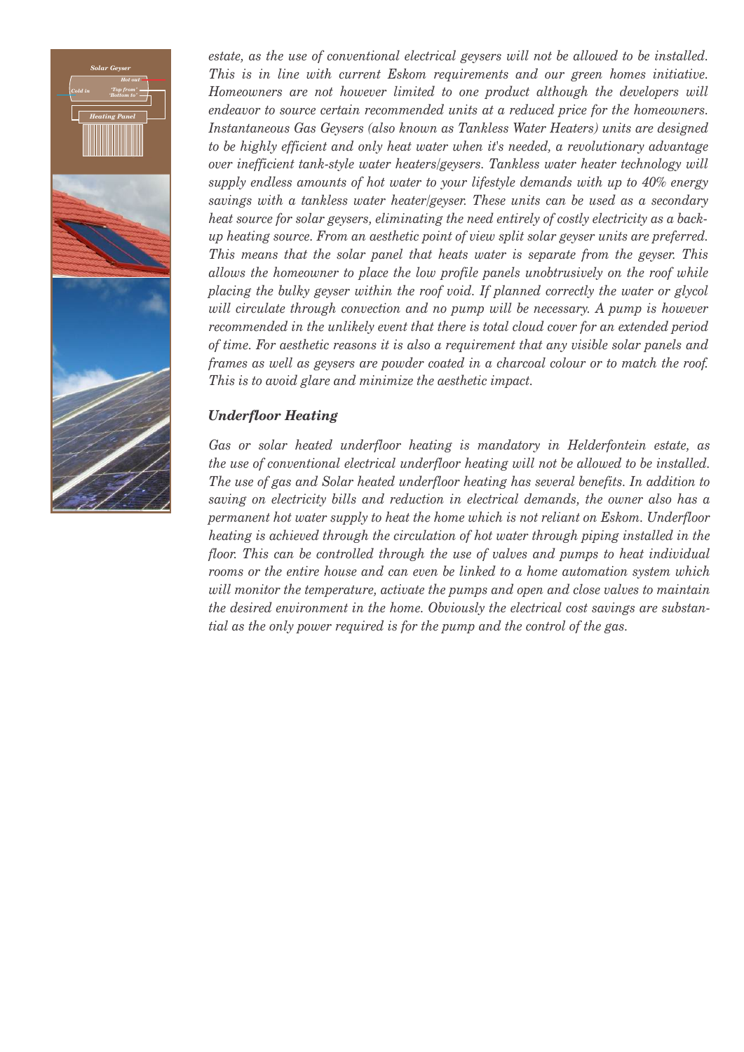*estate, as the use of conventional electrical geysers will not be allowed to be installed. This is in line with current Eskom requirements and our green homes initiative. Homeowners are not however limited to one product although the developers will endeavor to source certain recommended units at a reduced price for the homeowners. Instantaneous Gas Geysers (also known as Tankless Water Heaters) units are designed to be highly efficient and only heat water when it's needed, a revolutionary advantage over inefficient tank-style water heaters/geysers. Tankless water heater technology will supply endless amounts of hot water to your lifestyle demands with up to 40% energy savings with a tankless water heater/geyser. These units can be used as a secondary heat source for solar geysers, eliminating the need entirely of costly electricity as a back-up heating source. From an aesthetic point of view split solar geyser units are preferred. This means that the solar panel that heats water is separate from the geyser. This allows the homeowner to place the low profile panels unobtrusively on the roof while placing the bulky geyser within the roof void. If planned correctly the water or glycol will circulate through convection and no pump will be necessary. A pump is however recommended in the unlikely event that there is total cloud cover for an extended period of time. For aesthetic reasons it is also a requirement that any visible solar panels and frames as well as geysers are powder coated in a charcoal colour or to match the roof. This is to avoid glare and minimize the aesthetic impact.*

### *Underfloor Heating*

*Gas or solar heated underfloor heating is mandatory in Helderfontein estate, as the use of conventional electrical underfloor heating will not be allowed to be installed. The use of gas and Solar heated underfloor heating has several benefits. In addition to saving on electricity bills and reduction in electrical demands, the owner also has a permanent hot water supply to heat the home which is not reliant on Eskom. Underfloor heating is achieved through the circulation of hot water through piping installed in the floor. This can be controlled through the use of valves and pumps to heat individual rooms or the entire house and can even be linked to a home automation system which will monitor the temperature, activate the pumps and open and close valves to maintain the desired environment in the home. Obviously the electrical cost savings are substantial as the only power required is for the pump and the control of the gas.*